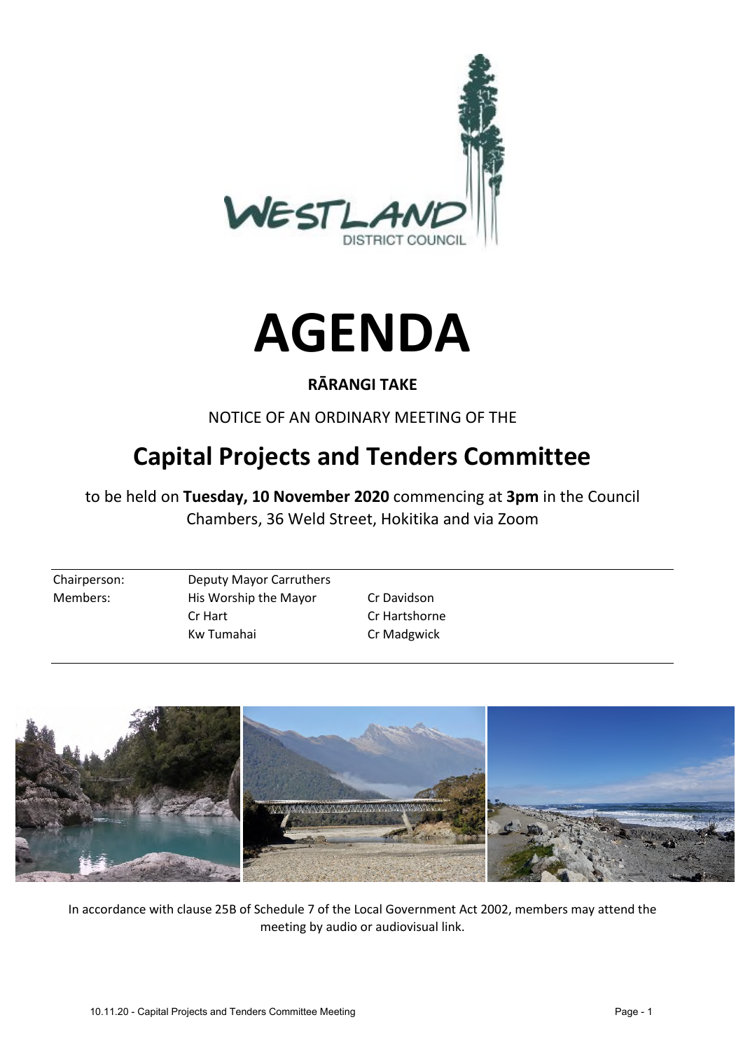# AGENDA

**RĀRANGI TAKE**

NOTICE OF AN ORDINARY MEETING OF THE

## Capital Projects and Tenders Committee

to be held on **Tuesday, 10 November 2020** commencing at **3pm** in the Council Chambers, 36 Weld Street, Hokitika and via Zoom

| | | |
|---|---|---|
| Chairperson: | Deputy Mayor Carruthers | |
| Members: | His Worship the Mayor | Cr Davidson |
| | Cr Hart | Cr Hartshorne |
| | Kw Tumahai | Cr Madgwick |

In accordance with clause 25B of Schedule 7 of the Local Government Act 2002, members may attend the meeting by audio or audiovisual link.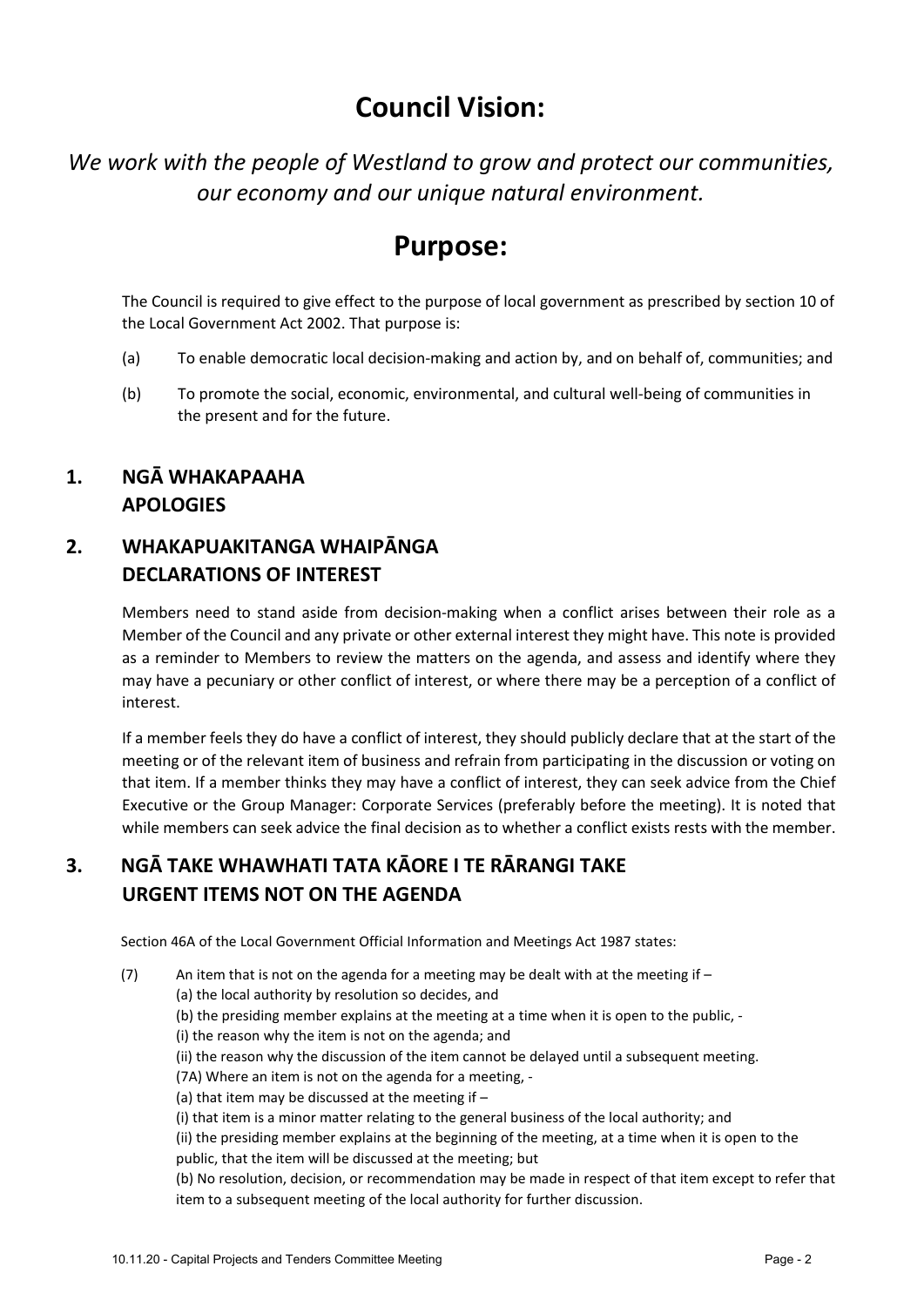# Council Vision:

*We work with the people of Westland to grow and protect our communities, our economy and our unique natural environment.*

# Purpose:

The Council is required to give effect to the purpose of local government as prescribed by section 10 of the Local Government Act 2002. That purpose is:

(a) To enable democratic local decision-making and action by, and on behalf of, communities; and

(b) To promote the social, economic, environmental, and cultural well-being of communities in the present and for the future.

## 1. NGĀ WHAKAPAAHA APOLOGIES

## 2. WHAKAPUAKITANGA WHAIPĀNGA DECLARATIONS OF INTEREST

Members need to stand aside from decision-making when a conflict arises between their role as a Member of the Council and any private or other external interest they might have. This note is provided as a reminder to Members to review the matters on the agenda, and assess and identify where they may have a pecuniary or other conflict of interest, or where there may be a perception of a conflict of interest.

If a member feels they do have a conflict of interest, they should publicly declare that at the start of the meeting or of the relevant item of business and refrain from participating in the discussion or voting on that item. If a member thinks they may have a conflict of interest, they can seek advice from the Chief Executive or the Group Manager: Corporate Services (preferably before the meeting). It is noted that while members can seek advice the final decision as to whether a conflict exists rests with the member.

## 3. NGĀ TAKE WHAWHATI TATA KĀORE I TE RĀRANGI TAKE URGENT ITEMS NOT ON THE AGENDA

Section 46A of the Local Government Official Information and Meetings Act 1987 states:

(7) An item that is not on the agenda for a meeting may be dealt with at the meeting if –
(a) the local authority by resolution so decides, and
(b) the presiding member explains at the meeting at a time when it is open to the public, -
(i) the reason why the item is not on the agenda; and
(ii) the reason why the discussion of the item cannot be delayed until a subsequent meeting.
(7A) Where an item is not on the agenda for a meeting, -
(a) that item may be discussed at the meeting if –
(i) that item is a minor matter relating to the general business of the local authority; and
(ii) the presiding member explains at the beginning of the meeting, at a time when it is open to the public, that the item will be discussed at the meeting; but
(b) No resolution, decision, or recommendation may be made in respect of that item except to refer that item to a subsequent meeting of the local authority for further discussion.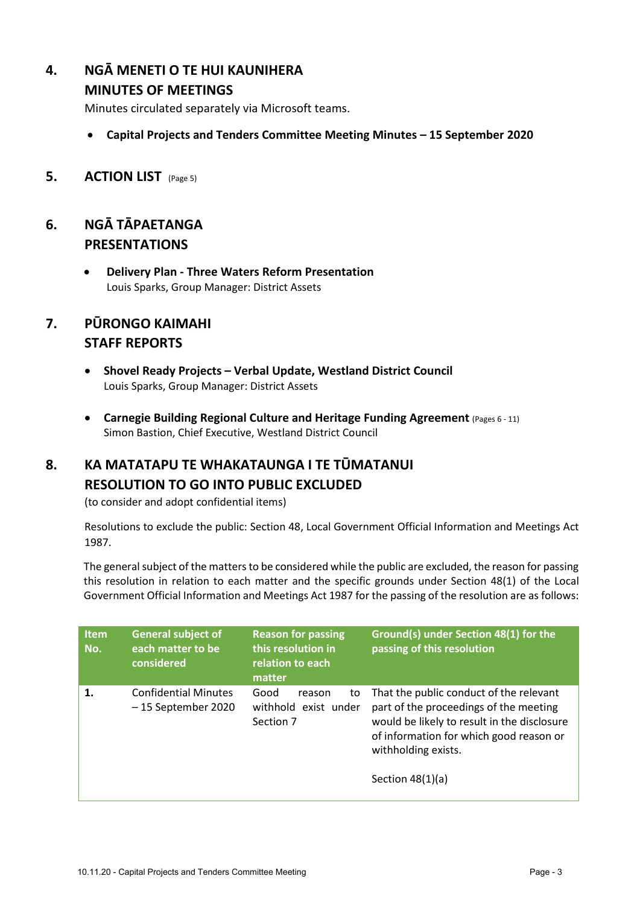## 4. NGĀ MENETI O TE HUI KAUNIHERA
## MINUTES OF MEETINGS

Minutes circulated separately via Microsoft teams.

- **Capital Projects and Tenders Committee Meeting Minutes – 15 September 2020**

## 5. ACTION LIST (Page 5)

## 6. NGĀ TĀPAETANGA
## PRESENTATIONS

- **Delivery Plan - Three Waters Reform Presentation**
  Louis Sparks, Group Manager: District Assets

## 7. PŪRONGO KAIMAHI
## STAFF REPORTS

- **Shovel Ready Projects – Verbal Update, Westland District Council**
  Louis Sparks, Group Manager: District Assets

- **Carnegie Building Regional Culture and Heritage Funding Agreement** (Pages 6 - 11)
  Simon Bastion, Chief Executive, Westland District Council

## 8. KA MATATAPU TE WHAKATAUNGA I TE TŪMATANUI
## RESOLUTION TO GO INTO PUBLIC EXCLUDED

(to consider and adopt confidential items)

Resolutions to exclude the public: Section 48, Local Government Official Information and Meetings Act 1987.

The general subject of the matters to be considered while the public are excluded, the reason for passing this resolution in relation to each matter and the specific grounds under Section 48(1) of the Local Government Official Information and Meetings Act 1987 for the passing of the resolution are as follows:

| Item No. | General subject of each matter to be considered | Reason for passing this resolution in relation to each matter | Ground(s) under Section 48(1) for the passing of this resolution |
|---|---|---|---|
| **1.** | Confidential Minutes – 15 September 2020 | Good reason to withhold exist under Section 7 | That the public conduct of the relevant part of the proceedings of the meeting would be likely to result in the disclosure of information for which good reason or withholding exists.<br><br>Section 48(1)(a) |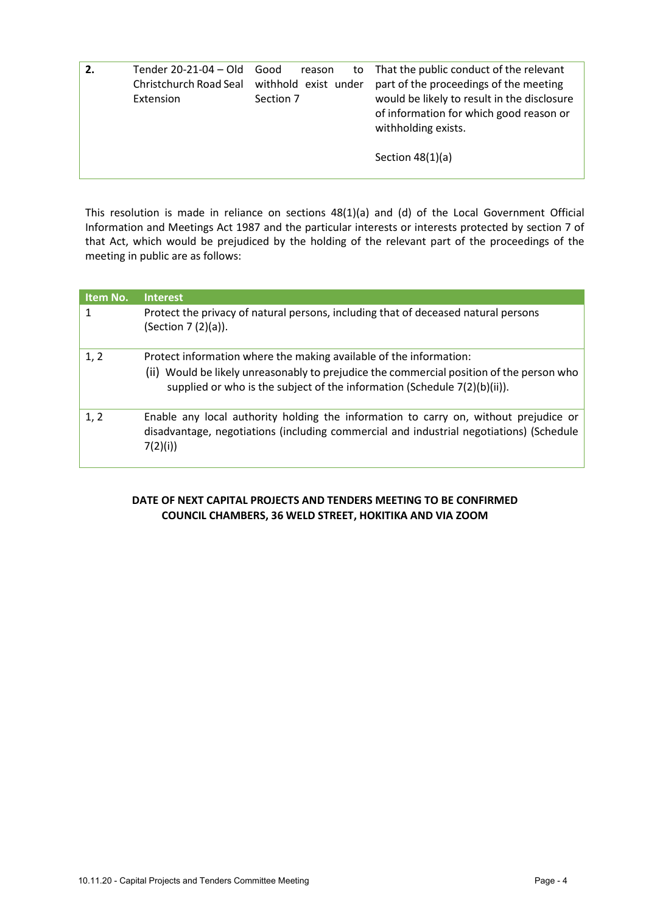| | | | |
|---|---|---|---|
| **2.** | Tender 20-21-04 – Old Christchurch Road Seal Extension | Good reason to withhold exist under Section 7 | That the public conduct of the relevant part of the proceedings of the meeting would be likely to result in the disclosure of information for which good reason or withholding exists.<br><br>Section 48(1)(a) |

This resolution is made in reliance on sections 48(1)(a) and (d) of the Local Government Official Information and Meetings Act 1987 and the particular interests or interests protected by section 7 of that Act, which would be prejudiced by the holding of the relevant part of the proceedings of the meeting in public are as follows:

| Item No. | Interest |
|---|---|
| 1 | Protect the privacy of natural persons, including that of deceased natural persons (Section 7 (2)(a)). |
| 1, 2 | Protect information where the making available of the information:<br>(ii) Would be likely unreasonably to prejudice the commercial position of the person who supplied or who is the subject of the information (Schedule 7(2)(b)(ii)). |
| 1, 2 | Enable any local authority holding the information to carry on, without prejudice or disadvantage, negotiations (including commercial and industrial negotiations) (Schedule 7(2)(i)) |

**DATE OF NEXT CAPITAL PROJECTS AND TENDERS MEETING TO BE CONFIRMED**
**COUNCIL CHAMBERS, 36 WELD STREET, HOKITIKA AND VIA ZOOM**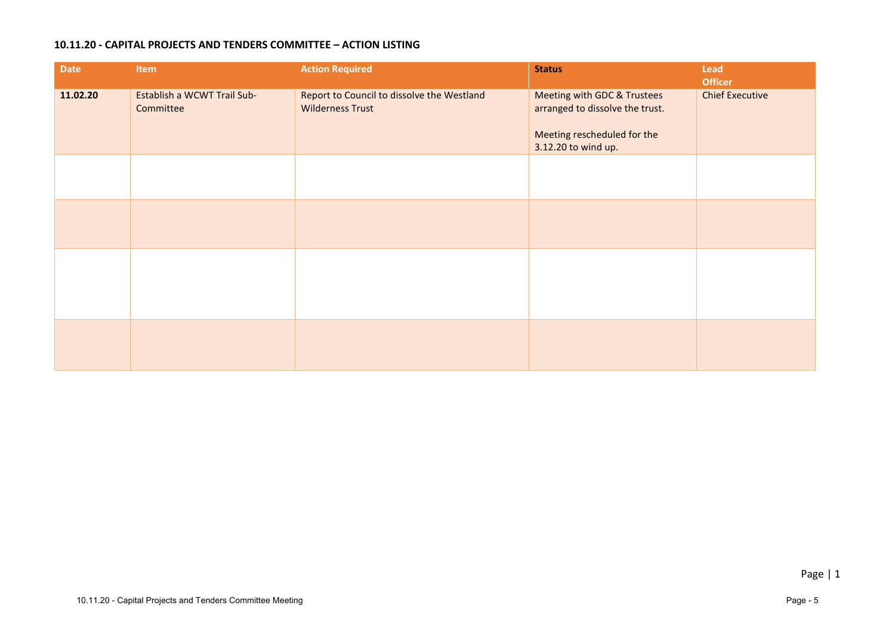**10.11.20 - CAPITAL PROJECTS AND TENDERS COMMITTEE – ACTION LISTING**

| Date | Item | Action Required | Status | Lead Officer |
|---|---|---|---|---|
| **11.02.20** | Establish a WCWT Trail Sub-Committee | Report to Council to dissolve the Westland Wilderness Trust | Meeting with GDC & Trustees arranged to dissolve the trust.<br><br>Meeting rescheduled for the 3.12.20 to wind up. | Chief Executive |
| | | | | |
| | | | | |
| | | | | |
| | | | | |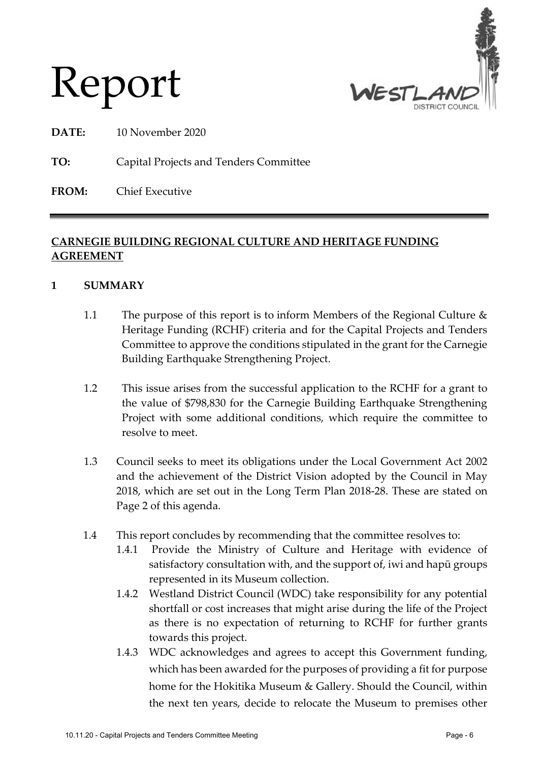# Report

**DATE:** 10 November 2020

**TO:** Capital Projects and Tenders Committee

**FROM:** Chief Executive

## CARNEGIE BUILDING REGIONAL CULTURE AND HERITAGE FUNDING AGREEMENT

### 1 SUMMARY

1.1 The purpose of this report is to inform Members of the Regional Culture & Heritage Funding (RCHF) criteria and for the Capital Projects and Tenders Committee to approve the conditions stipulated in the grant for the Carnegie Building Earthquake Strengthening Project.

1.2 This issue arises from the successful application to the RCHF for a grant to the value of $798,830 for the Carnegie Building Earthquake Strengthening Project with some additional conditions, which require the committee to resolve to meet.

1.3 Council seeks to meet its obligations under the Local Government Act 2002 and the achievement of the District Vision adopted by the Council in May 2018, which are set out in the Long Term Plan 2018-28. These are stated on Page 2 of this agenda.

1.4 This report concludes by recommending that the committee resolves to:

1.4.1 Provide the Ministry of Culture and Heritage with evidence of satisfactory consultation with, and the support of, iwi and hapū groups represented in its Museum collection.

1.4.2 Westland District Council (WDC) take responsibility for any potential shortfall or cost increases that might arise during the life of the Project as there is no expectation of returning to RCHF for further grants towards this project.

1.4.3 WDC acknowledges and agrees to accept this Government funding, which has been awarded for the purposes of providing a fit for purpose home for the Hokitika Museum & Gallery. Should the Council, within the next ten years, decide to relocate the Museum to premises other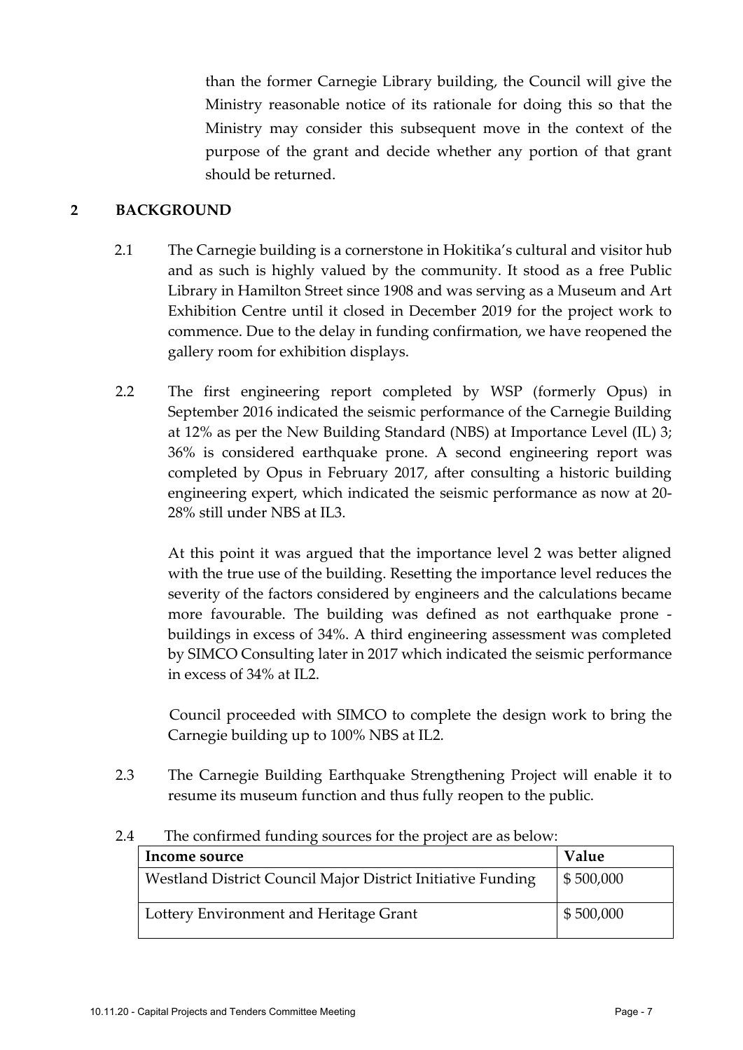than the former Carnegie Library building, the Council will give the Ministry reasonable notice of its rationale for doing this so that the Ministry may consider this subsequent move in the context of the purpose of the grant and decide whether any portion of that grant should be returned.

## 2 BACKGROUND

2.1 The Carnegie building is a cornerstone in Hokitika's cultural and visitor hub and as such is highly valued by the community. It stood as a free Public Library in Hamilton Street since 1908 and was serving as a Museum and Art Exhibition Centre until it closed in December 2019 for the project work to commence. Due to the delay in funding confirmation, we have reopened the gallery room for exhibition displays.

2.2 The first engineering report completed by WSP (formerly Opus) in September 2016 indicated the seismic performance of the Carnegie Building at 12% as per the New Building Standard (NBS) at Importance Level (IL) 3; 36% is considered earthquake prone. A second engineering report was completed by Opus in February 2017, after consulting a historic building engineering expert, which indicated the seismic performance as now at 20-28% still under NBS at IL3.

At this point it was argued that the importance level 2 was better aligned with the true use of the building. Resetting the importance level reduces the severity of the factors considered by engineers and the calculations became more favourable. The building was defined as not earthquake prone - buildings in excess of 34%. A third engineering assessment was completed by SIMCO Consulting later in 2017 which indicated the seismic performance in excess of 34% at IL2.

Council proceeded with SIMCO to complete the design work to bring the Carnegie building up to 100% NBS at IL2.

2.3 The Carnegie Building Earthquake Strengthening Project will enable it to resume its museum function and thus fully reopen to the public.

2.4 The confirmed funding sources for the project are as below:

| Income source | Value |
|---|---|
| Westland District Council Major District Initiative Funding | $ 500,000 |
| Lottery Environment and Heritage Grant | $ 500,000 |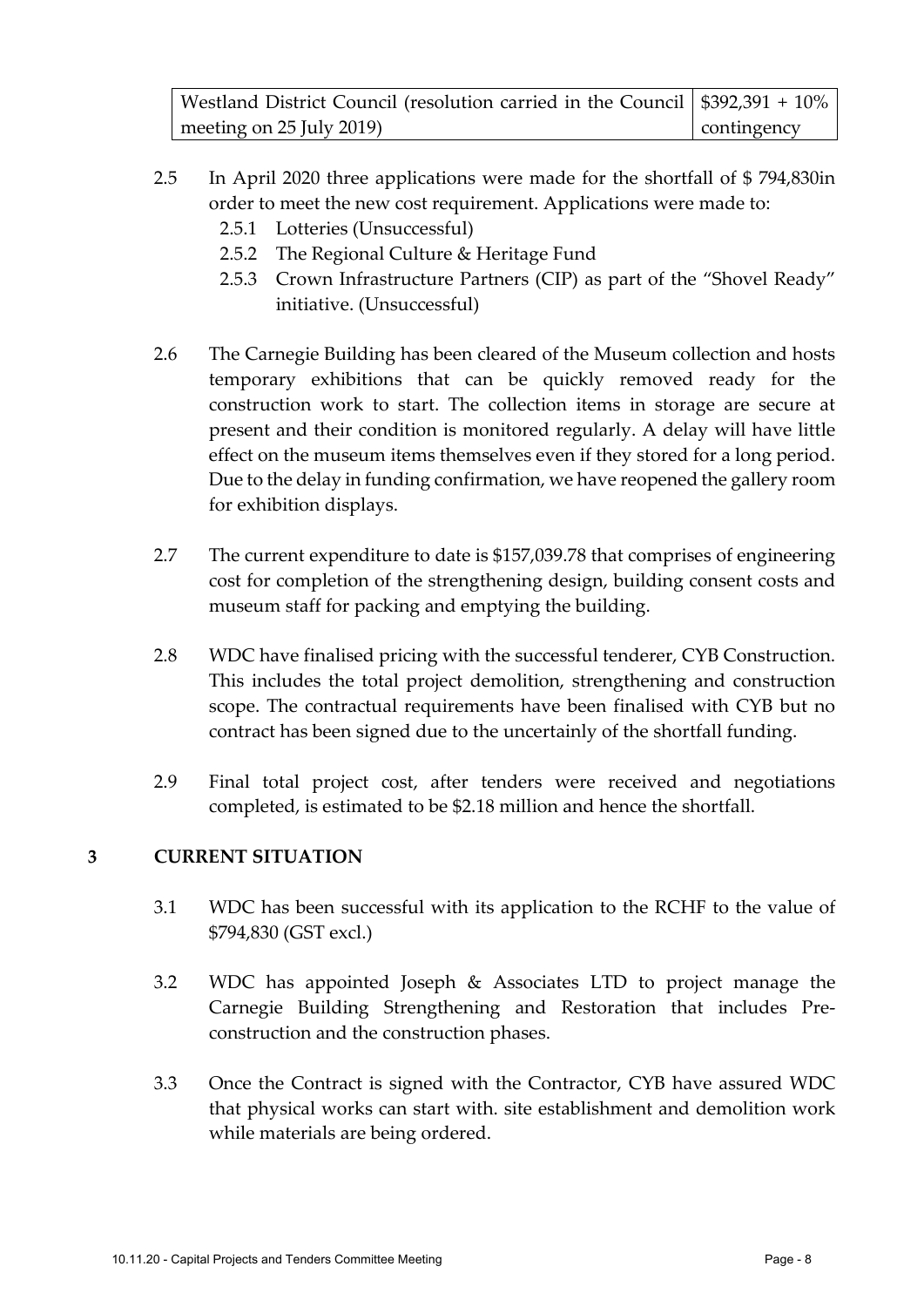| Westland District Council (resolution carried in the Council meeting on 25 July 2019) | $392,391 + 10% contingency |
|---|---|

2.5 In April 2020 three applications were made for the shortfall of $ 794,830in order to meet the new cost requirement. Applications were made to:

- 2.5.1 Lotteries (Unsuccessful)
- 2.5.2 The Regional Culture & Heritage Fund
- 2.5.3 Crown Infrastructure Partners (CIP) as part of the "Shovel Ready" initiative. (Unsuccessful)

2.6 The Carnegie Building has been cleared of the Museum collection and hosts temporary exhibitions that can be quickly removed ready for the construction work to start. The collection items in storage are secure at present and their condition is monitored regularly. A delay will have little effect on the museum items themselves even if they stored for a long period. Due to the delay in funding confirmation, we have reopened the gallery room for exhibition displays.

2.7 The current expenditure to date is $157,039.78 that comprises of engineering cost for completion of the strengthening design, building consent costs and museum staff for packing and emptying the building.

2.8 WDC have finalised pricing with the successful tenderer, CYB Construction. This includes the total project demolition, strengthening and construction scope. The contractual requirements have been finalised with CYB but no contract has been signed due to the uncertainly of the shortfall funding.

2.9 Final total project cost, after tenders were received and negotiations completed, is estimated to be $2.18 million and hence the shortfall.

## 3 CURRENT SITUATION

3.1 WDC has been successful with its application to the RCHF to the value of $794,830 (GST excl.)

3.2 WDC has appointed Joseph & Associates LTD to project manage the Carnegie Building Strengthening and Restoration that includes Pre-construction and the construction phases.

3.3 Once the Contract is signed with the Contractor, CYB have assured WDC that physical works can start with. site establishment and demolition work while materials are being ordered.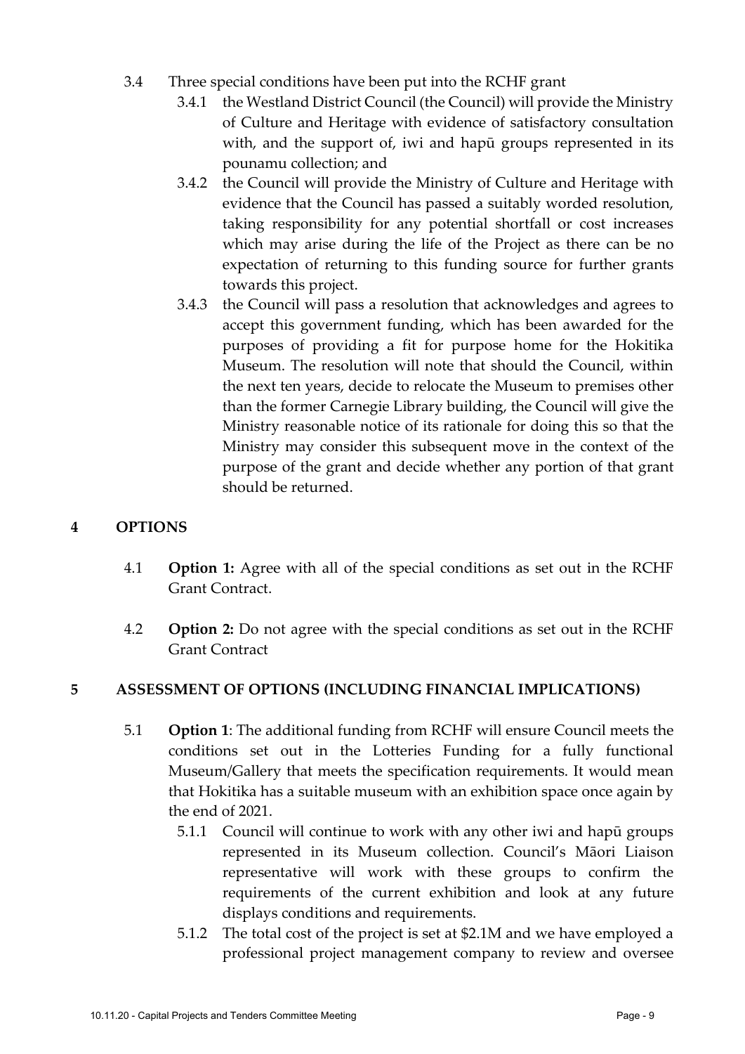3.4 Three special conditions have been put into the RCHF grant

3.4.1 the Westland District Council (the Council) will provide the Ministry of Culture and Heritage with evidence of satisfactory consultation with, and the support of, iwi and hapū groups represented in its pounamu collection; and

3.4.2 the Council will provide the Ministry of Culture and Heritage with evidence that the Council has passed a suitably worded resolution, taking responsibility for any potential shortfall or cost increases which may arise during the life of the Project as there can be no expectation of returning to this funding source for further grants towards this project.

3.4.3 the Council will pass a resolution that acknowledges and agrees to accept this government funding, which has been awarded for the purposes of providing a fit for purpose home for the Hokitika Museum. The resolution will note that should the Council, within the next ten years, decide to relocate the Museum to premises other than the former Carnegie Library building, the Council will give the Ministry reasonable notice of its rationale for doing this so that the Ministry may consider this subsequent move in the context of the purpose of the grant and decide whether any portion of that grant should be returned.

## 4 OPTIONS

4.1 **Option 1:** Agree with all of the special conditions as set out in the RCHF Grant Contract.

4.2 **Option 2:** Do not agree with the special conditions as set out in the RCHF Grant Contract

## 5 ASSESSMENT OF OPTIONS (INCLUDING FINANCIAL IMPLICATIONS)

5.1 **Option 1**: The additional funding from RCHF will ensure Council meets the conditions set out in the Lotteries Funding for a fully functional Museum/Gallery that meets the specification requirements. It would mean that Hokitika has a suitable museum with an exhibition space once again by the end of 2021.

5.1.1 Council will continue to work with any other iwi and hapū groups represented in its Museum collection. Council's Māori Liaison representative will work with these groups to confirm the requirements of the current exhibition and look at any future displays conditions and requirements.

5.1.2 The total cost of the project is set at $2.1M and we have employed a professional project management company to review and oversee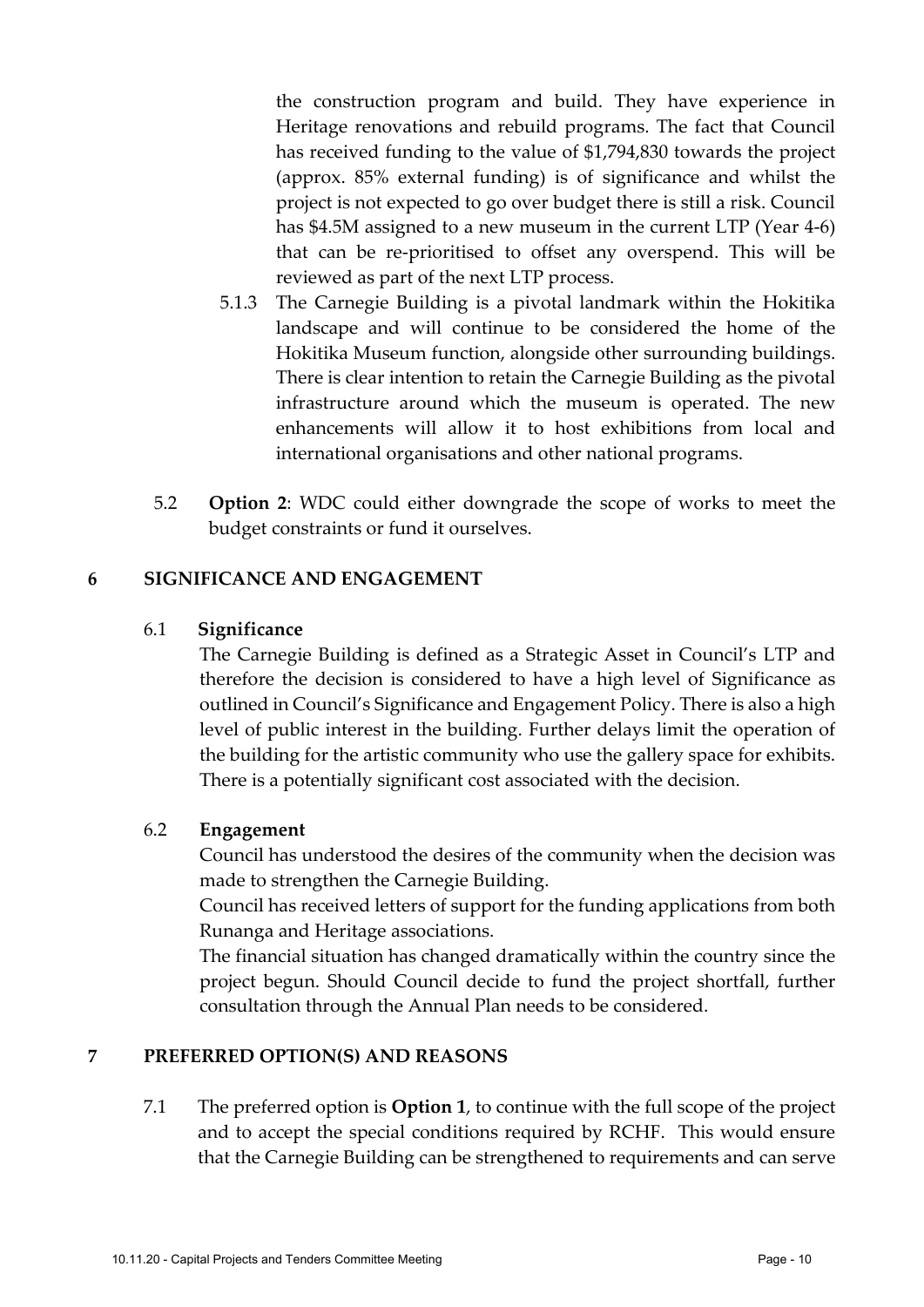the construction program and build. They have experience in Heritage renovations and rebuild programs. The fact that Council has received funding to the value of $1,794,830 towards the project (approx. 85% external funding) is of significance and whilst the project is not expected to go over budget there is still a risk. Council has $4.5M assigned to a new museum in the current LTP (Year 4-6) that can be re-prioritised to offset any overspend. This will be reviewed as part of the next LTP process.

5.1.3 The Carnegie Building is a pivotal landmark within the Hokitika landscape and will continue to be considered the home of the Hokitika Museum function, alongside other surrounding buildings. There is clear intention to retain the Carnegie Building as the pivotal infrastructure around which the museum is operated. The new enhancements will allow it to host exhibitions from local and international organisations and other national programs.

5.2 **Option 2**: WDC could either downgrade the scope of works to meet the budget constraints or fund it ourselves.

## 6 SIGNIFICANCE AND ENGAGEMENT

### 6.1 Significance

The Carnegie Building is defined as a Strategic Asset in Council's LTP and therefore the decision is considered to have a high level of Significance as outlined in Council's Significance and Engagement Policy. There is also a high level of public interest in the building. Further delays limit the operation of the building for the artistic community who use the gallery space for exhibits. There is a potentially significant cost associated with the decision.

### 6.2 Engagement

Council has understood the desires of the community when the decision was made to strengthen the Carnegie Building.

Council has received letters of support for the funding applications from both Runanga and Heritage associations.

The financial situation has changed dramatically within the country since the project begun. Should Council decide to fund the project shortfall, further consultation through the Annual Plan needs to be considered.

## 7 PREFERRED OPTION(S) AND REASONS

7.1 The preferred option is **Option 1**, to continue with the full scope of the project and to accept the special conditions required by RCHF. This would ensure that the Carnegie Building can be strengthened to requirements and can serve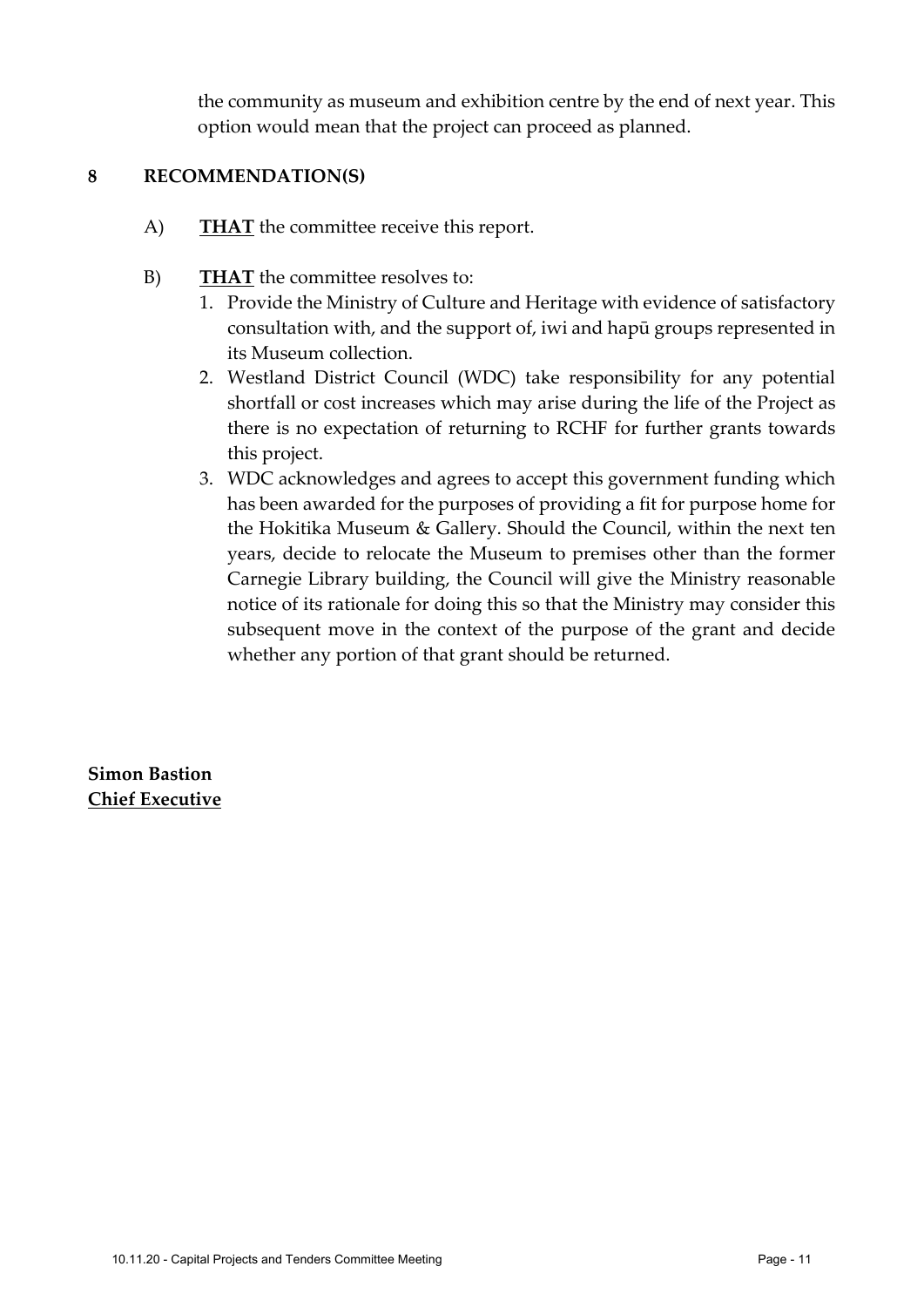the community as museum and exhibition centre by the end of next year. This option would mean that the project can proceed as planned.

## 8 RECOMMENDATION(S)

A) **THAT** the committee receive this report.

B) **THAT** the committee resolves to:

1. Provide the Ministry of Culture and Heritage with evidence of satisfactory consultation with, and the support of, iwi and hapū groups represented in its Museum collection.
2. Westland District Council (WDC) take responsibility for any potential shortfall or cost increases which may arise during the life of the Project as there is no expectation of returning to RCHF for further grants towards this project.
3. WDC acknowledges and agrees to accept this government funding which has been awarded for the purposes of providing a fit for purpose home for the Hokitika Museum & Gallery. Should the Council, within the next ten years, decide to relocate the Museum to premises other than the former Carnegie Library building, the Council will give the Ministry reasonable notice of its rationale for doing this so that the Ministry may consider this subsequent move in the context of the purpose of the grant and decide whether any portion of that grant should be returned.

**Simon Bastion**
**Chief Executive**